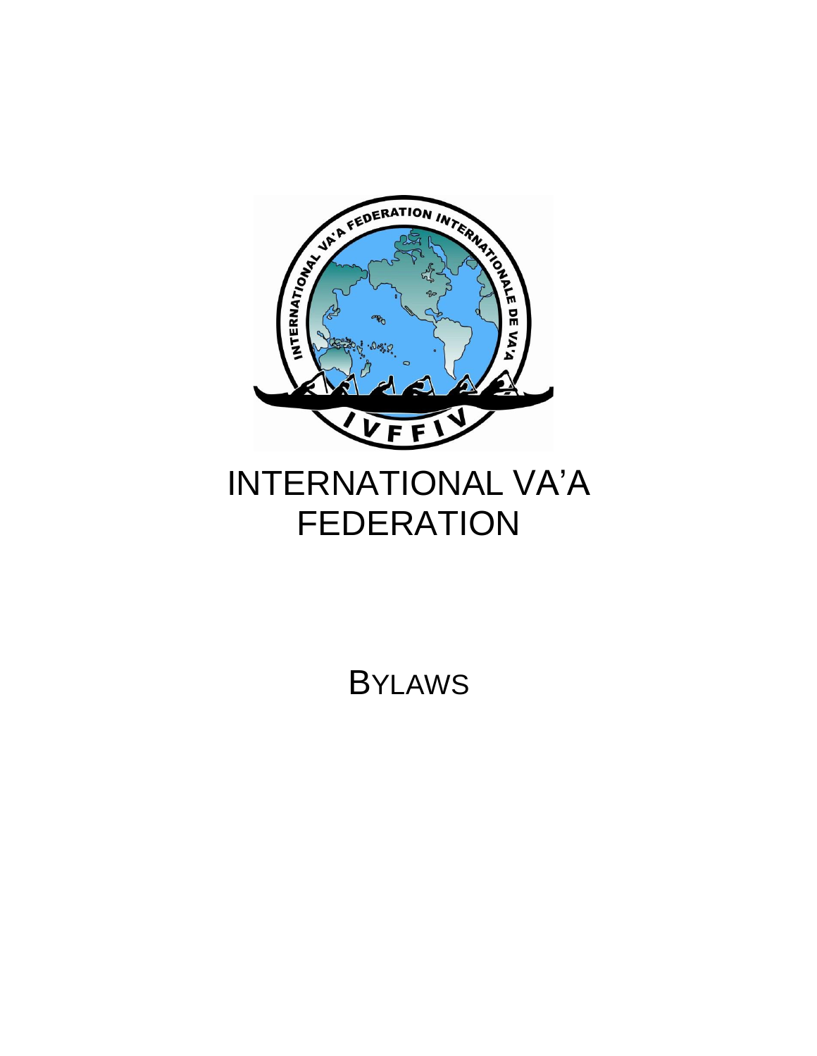# INTERNATIONAL VA'A FEDERATION

## BYLAWS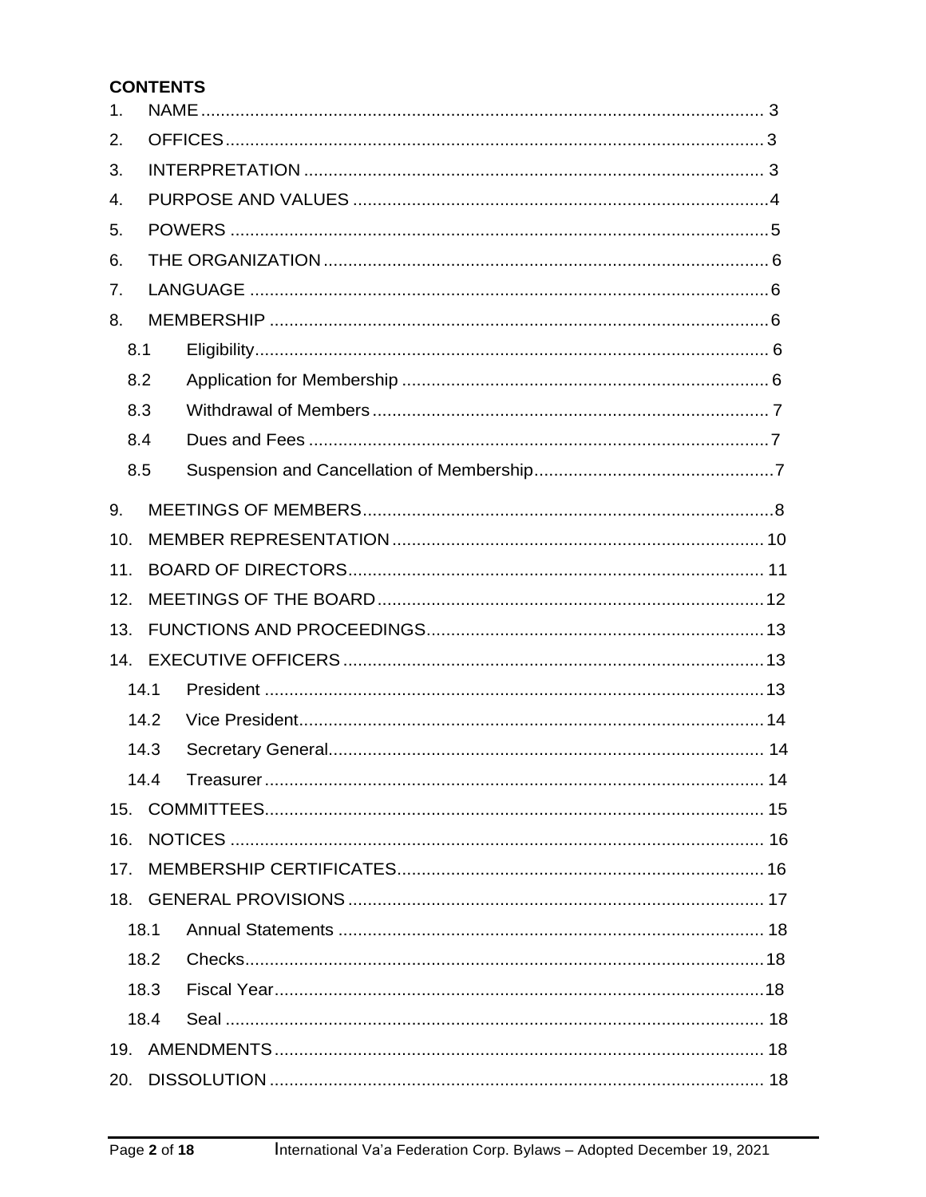**CONTENTS**

1. NAME .......... 3
2. OFFICES .......... 3
3. INTERPRETATION .......... 3
4. PURPOSE AND VALUES .......... 4
5. POWERS .......... 5
6. THE ORGANIZATION .......... 6
7. LANGUAGE .......... 6
8. MEMBERSHIP .......... 6
   - 8.1 Eligibility .......... 6
   - 8.2 Application for Membership .......... 6
   - 8.3 Withdrawal of Members .......... 7
   - 8.4 Dues and Fees .......... 7
   - 8.5 Suspension and Cancellation of Membership .......... 7
9. MEETINGS OF MEMBERS .......... 8
10. MEMBER REPRESENTATION .......... 10
11. BOARD OF DIRECTORS .......... 11
12. MEETINGS OF THE BOARD .......... 12
13. FUNCTIONS AND PROCEEDINGS .......... 13
14. EXECUTIVE OFFICERS .......... 13
    - 14.1 President .......... 13
    - 14.2 Vice President .......... 14
    - 14.3 Secretary General .......... 14
    - 14.4 Treasurer .......... 14
15. COMMITTEES .......... 15
16. NOTICES .......... 16
17. MEMBERSHIP CERTIFICATES .......... 16
18. GENERAL PROVISIONS .......... 17
    - 18.1 Annual Statements .......... 18
    - 18.2 Checks .......... 18
    - 18.3 Fiscal Year .......... 18
    - 18.4 Seal .......... 18
19. AMENDMENTS .......... 18
20. DISSOLUTION .......... 18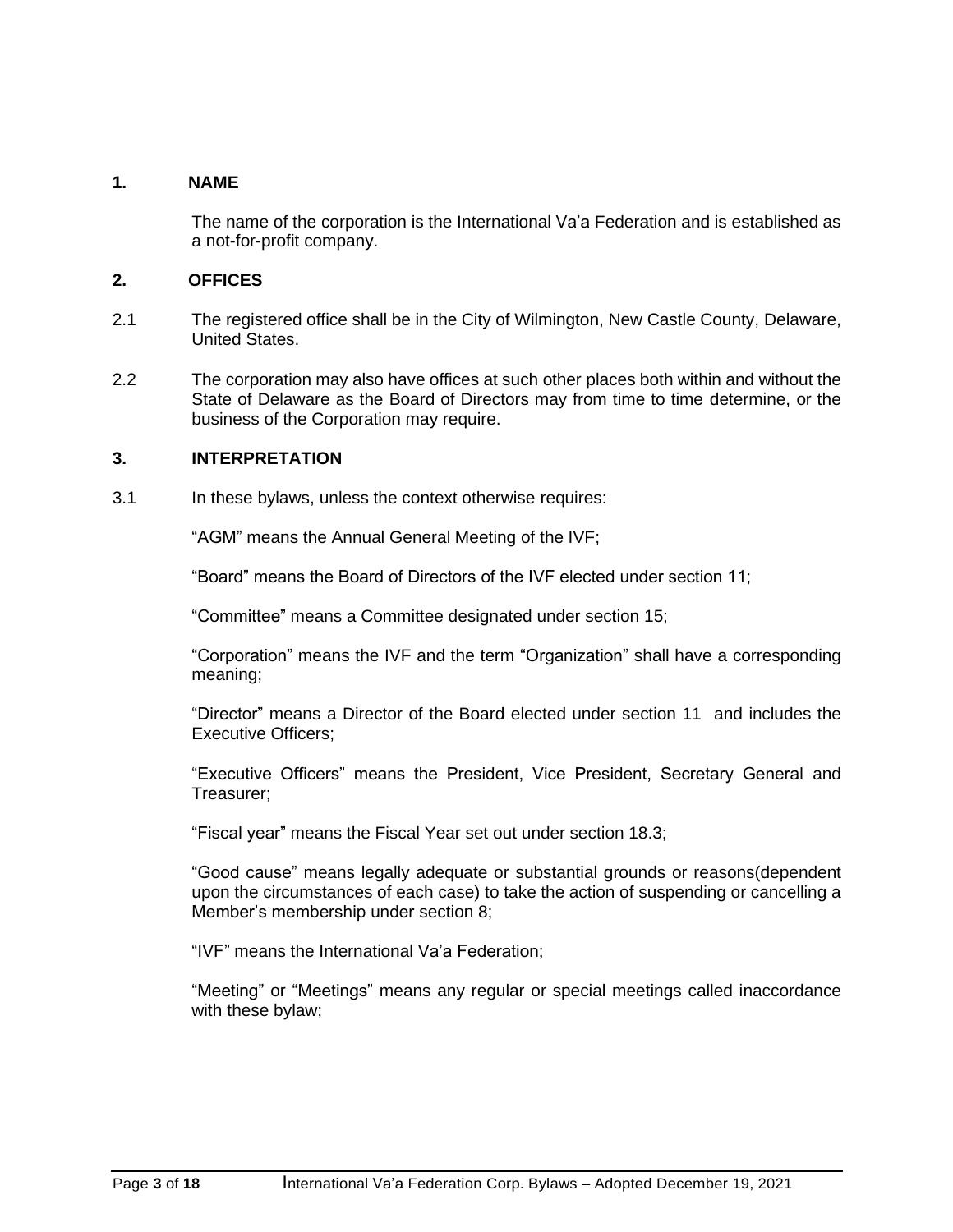## 1. NAME

The name of the corporation is the International Va'a Federation and is established as a not-for-profit company.

## 2. OFFICES

2.1 The registered office shall be in the City of Wilmington, New Castle County, Delaware, United States.

2.2 The corporation may also have offices at such other places both within and without the State of Delaware as the Board of Directors may from time to time determine, or the business of the Corporation may require.

## 3. INTERPRETATION

3.1 In these bylaws, unless the context otherwise requires:

"AGM" means the Annual General Meeting of the IVF;

"Board" means the Board of Directors of the IVF elected under section 11;

"Committee" means a Committee designated under section 15;

"Corporation" means the IVF and the term "Organization" shall have a corresponding meaning;

"Director" means a Director of the Board elected under section 11 and includes the Executive Officers;

"Executive Officers" means the President, Vice President, Secretary General and Treasurer;

"Fiscal year" means the Fiscal Year set out under section 18.3;

"Good cause" means legally adequate or substantial grounds or reasons(dependent upon the circumstances of each case) to take the action of suspending or cancelling a Member's membership under section 8;

"IVF" means the International Va'a Federation;

"Meeting" or "Meetings" means any regular or special meetings called inaccordance with these bylaw;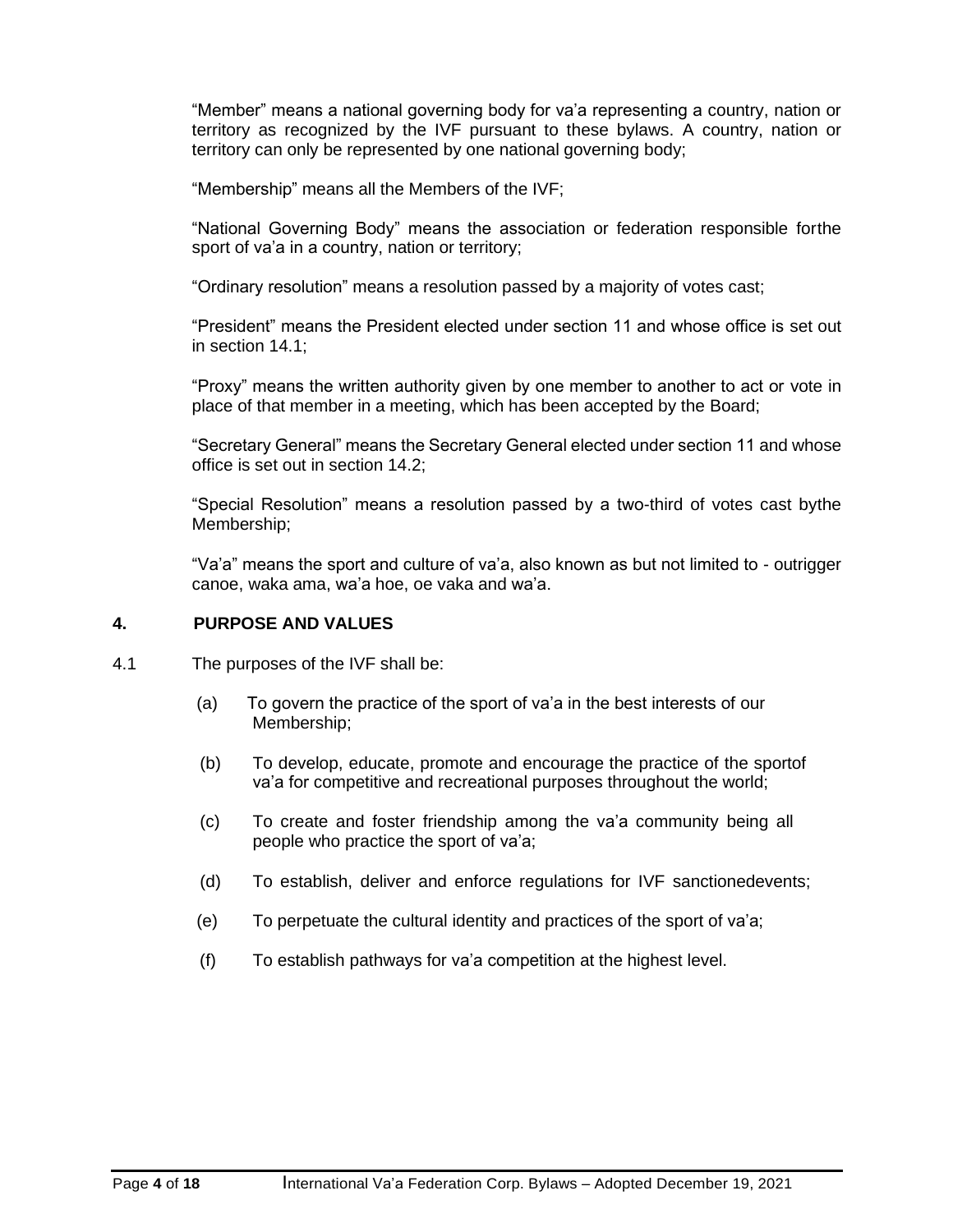"Member" means a national governing body for va'a representing a country, nation or territory as recognized by the IVF pursuant to these bylaws. A country, nation or territory can only be represented by one national governing body;

"Membership" means all the Members of the IVF;

"National Governing Body" means the association or federation responsible forthe sport of va'a in a country, nation or territory;

"Ordinary resolution" means a resolution passed by a majority of votes cast;

"President" means the President elected under section 11 and whose office is set out in section 14.1;

"Proxy" means the written authority given by one member to another to act or vote in place of that member in a meeting, which has been accepted by the Board;

"Secretary General" means the Secretary General elected under section 11 and whose office is set out in section 14.2;

"Special Resolution" means a resolution passed by a two-third of votes cast bythe Membership;

"Va'a" means the sport and culture of va'a, also known as but not limited to - outrigger canoe, waka ama, wa'a hoe, oe vaka and wa'a.

## 4. PURPOSE AND VALUES

4.1 The purposes of the IVF shall be:

(a) To govern the practice of the sport of va'a in the best interests of our Membership;

(b) To develop, educate, promote and encourage the practice of the sportof va'a for competitive and recreational purposes throughout the world;

(c) To create and foster friendship among the va'a community being all people who practice the sport of va'a;

(d) To establish, deliver and enforce regulations for IVF sanctionedevents;

(e) To perpetuate the cultural identity and practices of the sport of va'a;

(f) To establish pathways for va'a competition at the highest level.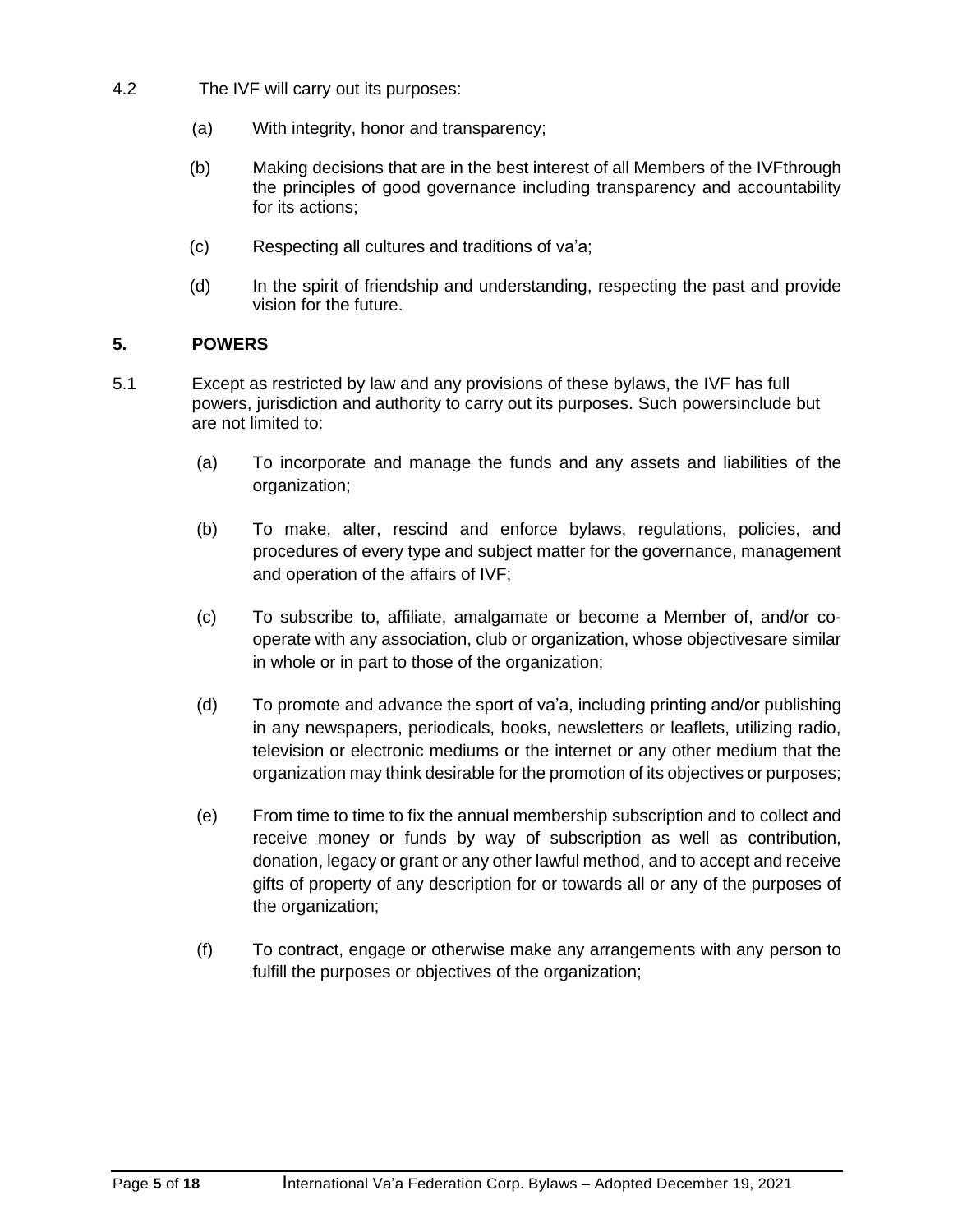4.2 The IVF will carry out its purposes:

(a) With integrity, honor and transparency;

(b) Making decisions that are in the best interest of all Members of the IVFthrough the principles of good governance including transparency and accountability for its actions;

(c) Respecting all cultures and traditions of va'a;

(d) In the spirit of friendship and understanding, respecting the past and provide vision for the future.

## 5. POWERS

5.1 Except as restricted by law and any provisions of these bylaws, the IVF has full powers, jurisdiction and authority to carry out its purposes. Such powersinclude but are not limited to:

(a) To incorporate and manage the funds and any assets and liabilities of the organization;

(b) To make, alter, rescind and enforce bylaws, regulations, policies, and procedures of every type and subject matter for the governance, management and operation of the affairs of IVF;

(c) To subscribe to, affiliate, amalgamate or become a Member of, and/or co-operate with any association, club or organization, whose objectivesare similar in whole or in part to those of the organization;

(d) To promote and advance the sport of va'a, including printing and/or publishing in any newspapers, periodicals, books, newsletters or leaflets, utilizing radio, television or electronic mediums or the internet or any other medium that the organization may think desirable for the promotion of its objectives or purposes;

(e) From time to time to fix the annual membership subscription and to collect and receive money or funds by way of subscription as well as contribution, donation, legacy or grant or any other lawful method, and to accept and receive gifts of property of any description for or towards all or any of the purposes of the organization;

(f) To contract, engage or otherwise make any arrangements with any person to fulfill the purposes or objectives of the organization;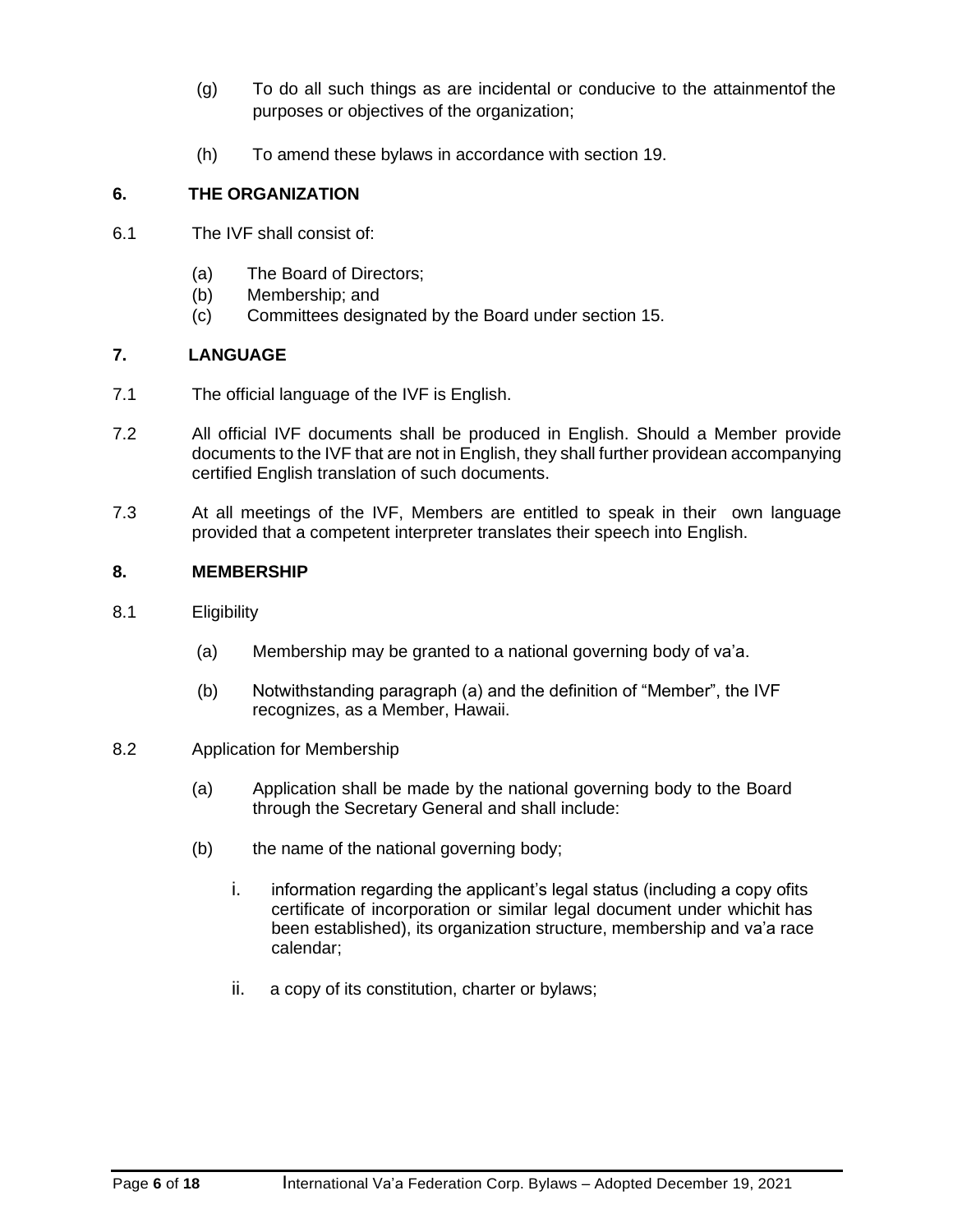(g) To do all such things as are incidental or conducive to the attainmentof the purposes or objectives of the organization;

(h) To amend these bylaws in accordance with section 19.

## 6. THE ORGANIZATION

6.1 The IVF shall consist of:

(a) The Board of Directors;
(b) Membership; and
(c) Committees designated by the Board under section 15.

## 7. LANGUAGE

7.1 The official language of the IVF is English.

7.2 All official IVF documents shall be produced in English. Should a Member provide documents to the IVF that are not in English, they shall further providean accompanying certified English translation of such documents.

7.3 At all meetings of the IVF, Members are entitled to speak in their own language provided that a competent interpreter translates their speech into English.

## 8. MEMBERSHIP

8.1 Eligibility

(a) Membership may be granted to a national governing body of va'a.

(b) Notwithstanding paragraph (a) and the definition of "Member", the IVF recognizes, as a Member, Hawaii.

8.2 Application for Membership

(a) Application shall be made by the national governing body to the Board through the Secretary General and shall include:

(b) the name of the national governing body;

i. information regarding the applicant's legal status (including a copy ofits certificate of incorporation or similar legal document under whichit has been established), its organization structure, membership and va'a race calendar;

ii. a copy of its constitution, charter or bylaws;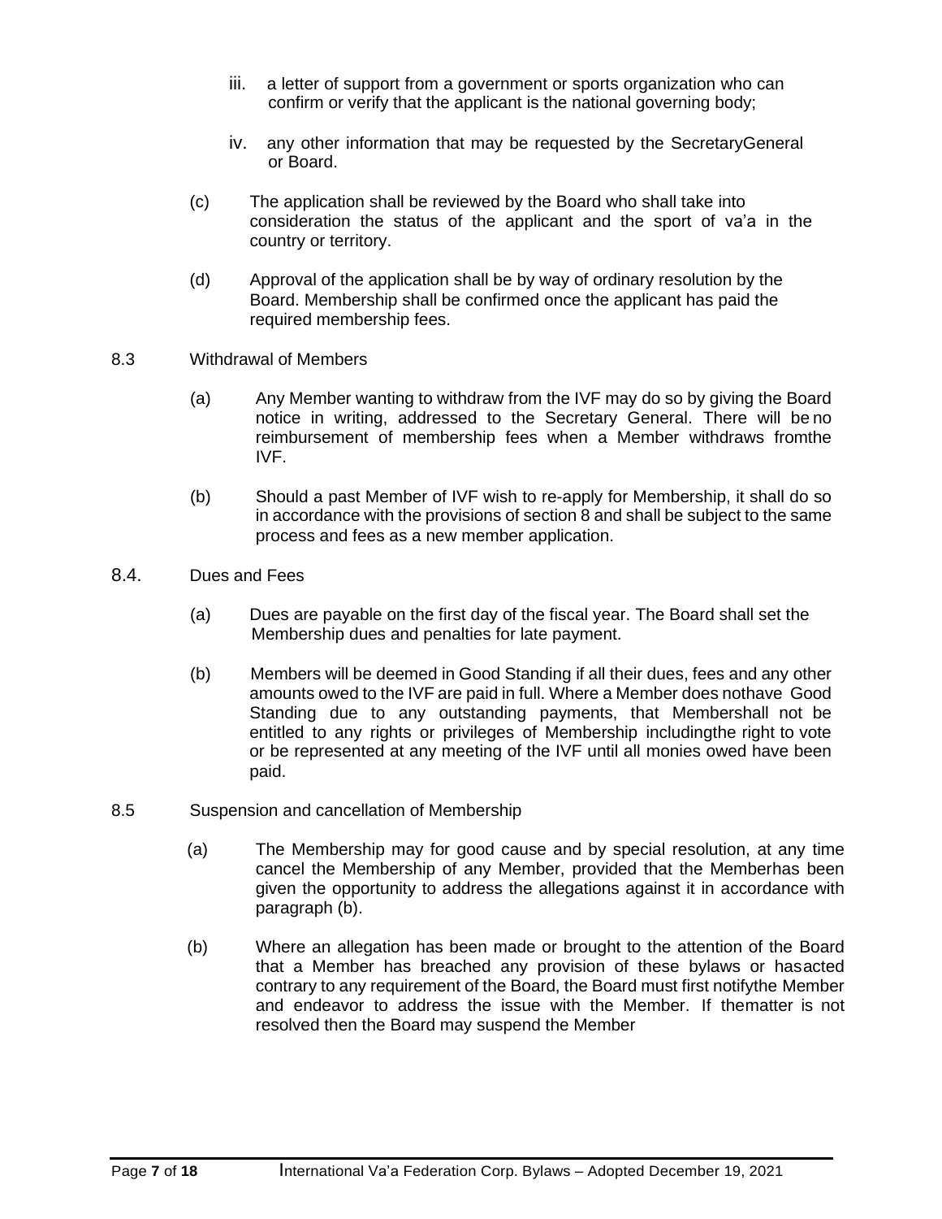iii. a letter of support from a government or sports organization who can confirm or verify that the applicant is the national governing body;

iv. any other information that may be requested by the SecretaryGeneral or Board.

(c) The application shall be reviewed by the Board who shall take into consideration the status of the applicant and the sport of va'a in the country or territory.

(d) Approval of the application shall be by way of ordinary resolution by the Board. Membership shall be confirmed once the applicant has paid the required membership fees.

8.3 Withdrawal of Members

(a) Any Member wanting to withdraw from the IVF may do so by giving the Board notice in writing, addressed to the Secretary General. There will be no reimbursement of membership fees when a Member withdraws fromthe IVF.

(b) Should a past Member of IVF wish to re-apply for Membership, it shall do so in accordance with the provisions of section 8 and shall be subject to the same process and fees as a new member application.

8.4. Dues and Fees

(a) Dues are payable on the first day of the fiscal year. The Board shall set the Membership dues and penalties for late payment.

(b) Members will be deemed in Good Standing if all their dues, fees and any other amounts owed to the IVF are paid in full. Where a Member does nothave Good Standing due to any outstanding payments, that Membershall not be entitled to any rights or privileges of Membership includingthe right to vote or be represented at any meeting of the IVF until all monies owed have been paid.

8.5 Suspension and cancellation of Membership

(a) The Membership may for good cause and by special resolution, at any time cancel the Membership of any Member, provided that the Memberhas been given the opportunity to address the allegations against it in accordance with paragraph (b).

(b) Where an allegation has been made or brought to the attention of the Board that a Member has breached any provision of these bylaws or hasacted contrary to any requirement of the Board, the Board must first notifythe Member and endeavor to address the issue with the Member. If thematter is not resolved then the Board may suspend the Member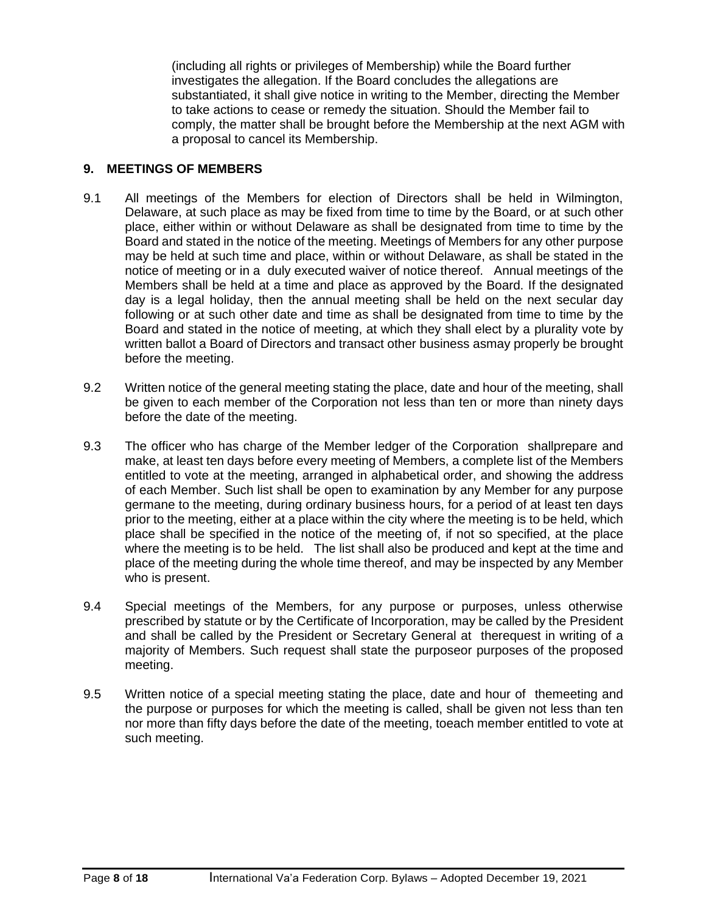(including all rights or privileges of Membership) while the Board further investigates the allegation. If the Board concludes the allegations are substantiated, it shall give notice in writing to the Member, directing the Member to take actions to cease or remedy the situation. Should the Member fail to comply, the matter shall be brought before the Membership at the next AGM with a proposal to cancel its Membership.

## 9. MEETINGS OF MEMBERS

9.1 All meetings of the Members for election of Directors shall be held in Wilmington, Delaware, at such place as may be fixed from time to time by the Board, or at such other place, either within or without Delaware as shall be designated from time to time by the Board and stated in the notice of the meeting. Meetings of Members for any other purpose may be held at such time and place, within or without Delaware, as shall be stated in the notice of meeting or in a duly executed waiver of notice thereof. Annual meetings of the Members shall be held at a time and place as approved by the Board. If the designated day is a legal holiday, then the annual meeting shall be held on the next secular day following or at such other date and time as shall be designated from time to time by the Board and stated in the notice of meeting, at which they shall elect by a plurality vote by written ballot a Board of Directors and transact other business asmay properly be brought before the meeting.

9.2 Written notice of the general meeting stating the place, date and hour of the meeting, shall be given to each member of the Corporation not less than ten or more than ninety days before the date of the meeting.

9.3 The officer who has charge of the Member ledger of the Corporation shallprepare and make, at least ten days before every meeting of Members, a complete list of the Members entitled to vote at the meeting, arranged in alphabetical order, and showing the address of each Member. Such list shall be open to examination by any Member for any purpose germane to the meeting, during ordinary business hours, for a period of at least ten days prior to the meeting, either at a place within the city where the meeting is to be held, which place shall be specified in the notice of the meeting of, if not so specified, at the place where the meeting is to be held. The list shall also be produced and kept at the time and place of the meeting during the whole time thereof, and may be inspected by any Member who is present.

9.4 Special meetings of the Members, for any purpose or purposes, unless otherwise prescribed by statute or by the Certificate of Incorporation, may be called by the President and shall be called by the President or Secretary General at therequest in writing of a majority of Members. Such request shall state the purposeor purposes of the proposed meeting.

9.5 Written notice of a special meeting stating the place, date and hour of themeeting and the purpose or purposes for which the meeting is called, shall be given not less than ten nor more than fifty days before the date of the meeting, toeach member entitled to vote at such meeting.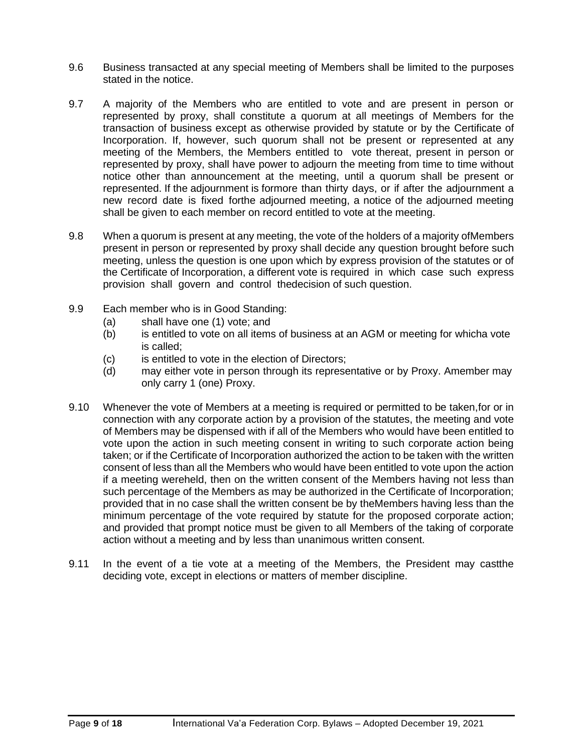9.6 Business transacted at any special meeting of Members shall be limited to the purposes stated in the notice.

9.7 A majority of the Members who are entitled to vote and are present in person or represented by proxy, shall constitute a quorum at all meetings of Members for the transaction of business except as otherwise provided by statute or by the Certificate of Incorporation. If, however, such quorum shall not be present or represented at any meeting of the Members, the Members entitled to vote thereat, present in person or represented by proxy, shall have power to adjourn the meeting from time to time without notice other than announcement at the meeting, until a quorum shall be present or represented. If the adjournment is formore than thirty days, or if after the adjournment a new record date is fixed forthe adjourned meeting, a notice of the adjourned meeting shall be given to each member on record entitled to vote at the meeting.

9.8 When a quorum is present at any meeting, the vote of the holders of a majority ofMembers present in person or represented by proxy shall decide any question brought before such meeting, unless the question is one upon which by express provision of the statutes or of the Certificate of Incorporation, a different vote is required in which case such express provision shall govern and control thedecision of such question.

9.9 Each member who is in Good Standing:

- (a) shall have one (1) vote; and
- (b) is entitled to vote on all items of business at an AGM or meeting for whicha vote is called;
- (c) is entitled to vote in the election of Directors;
- (d) may either vote in person through its representative or by Proxy. Amember may only carry 1 (one) Proxy.

9.10 Whenever the vote of Members at a meeting is required or permitted to be taken,for or in connection with any corporate action by a provision of the statutes, the meeting and vote of Members may be dispensed with if all of the Members who would have been entitled to vote upon the action in such meeting consent in writing to such corporate action being taken; or if the Certificate of Incorporation authorized the action to be taken with the written consent of less than all the Members who would have been entitled to vote upon the action if a meeting wereheld, then on the written consent of the Members having not less than such percentage of the Members as may be authorized in the Certificate of Incorporation; provided that in no case shall the written consent be by theMembers having less than the minimum percentage of the vote required by statute for the proposed corporate action; and provided that prompt notice must be given to all Members of the taking of corporate action without a meeting and by less than unanimous written consent.

9.11 In the event of a tie vote at a meeting of the Members, the President may castthe deciding vote, except in elections or matters of member discipline.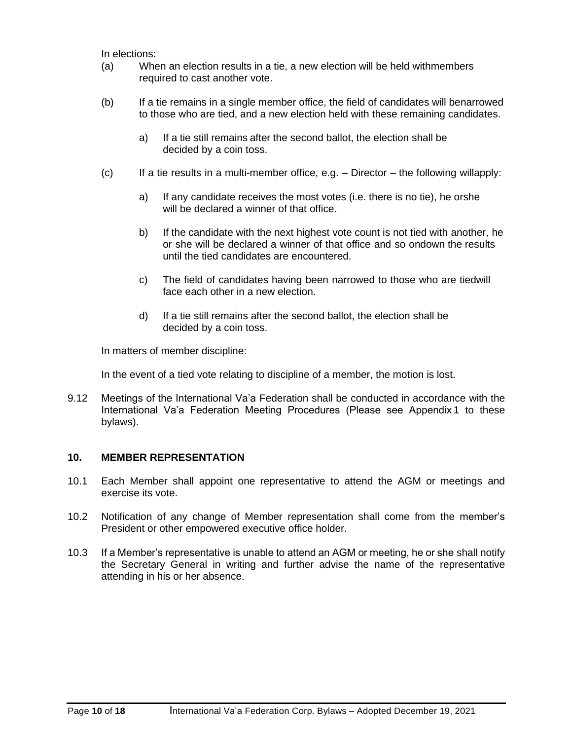In elections:

(a) When an election results in a tie, a new election will be held withmembers required to cast another vote.

(b) If a tie remains in a single member office, the field of candidates will benarrowed to those who are tied, and a new election held with these remaining candidates.

  a) If a tie still remains after the second ballot, the election shall be decided by a coin toss.

(c) If a tie results in a multi-member office, e.g. – Director – the following willapply:

  a) If any candidate receives the most votes (i.e. there is no tie), he orshe will be declared a winner of that office.

  b) If the candidate with the next highest vote count is not tied with another, he or she will be declared a winner of that office and so ondown the results until the tied candidates are encountered.

  c) The field of candidates having been narrowed to those who are tiedwill face each other in a new election.

  d) If a tie still remains after the second ballot, the election shall be decided by a coin toss.

In matters of member discipline:

In the event of a tied vote relating to discipline of a member, the motion is lost.

9.12 Meetings of the International Va'a Federation shall be conducted in accordance with the International Va'a Federation Meeting Procedures (Please see Appendix 1 to these bylaws).

## 10. MEMBER REPRESENTATION

10.1 Each Member shall appoint one representative to attend the AGM or meetings and exercise its vote.

10.2 Notification of any change of Member representation shall come from the member's President or other empowered executive office holder.

10.3 If a Member's representative is unable to attend an AGM or meeting, he or she shall notify the Secretary General in writing and further advise the name of the representative attending in his or her absence.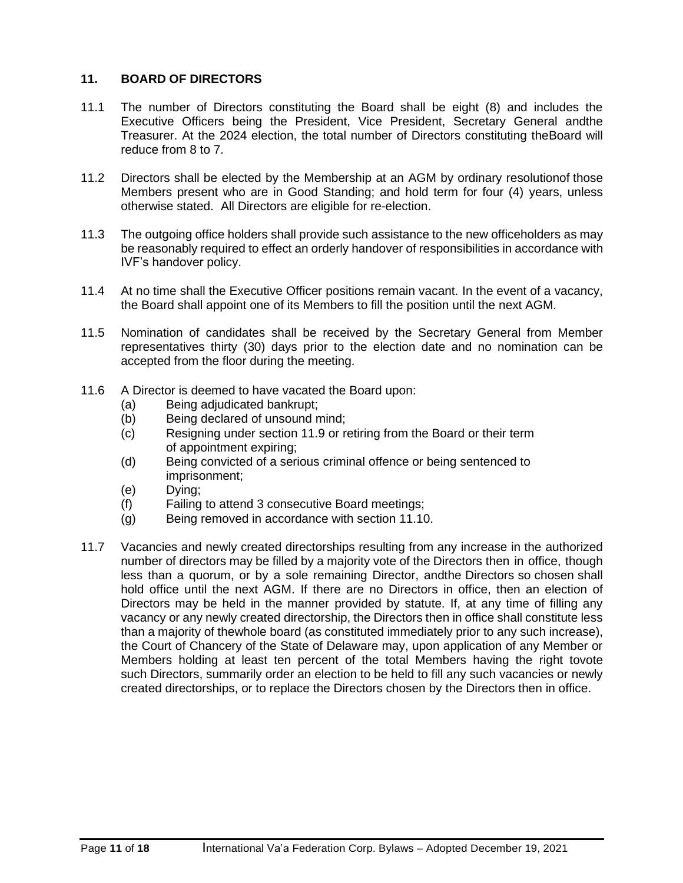## 11. BOARD OF DIRECTORS

11.1 The number of Directors constituting the Board shall be eight (8) and includes the Executive Officers being the President, Vice President, Secretary General andthe Treasurer. At the 2024 election, the total number of Directors constituting theBoard will reduce from 8 to 7.

11.2 Directors shall be elected by the Membership at an AGM by ordinary resolutionof those Members present who are in Good Standing; and hold term for four (4) years, unless otherwise stated. All Directors are eligible for re-election.

11.3 The outgoing office holders shall provide such assistance to the new officeholders as may be reasonably required to effect an orderly handover of responsibilities in accordance with IVF's handover policy.

11.4 At no time shall the Executive Officer positions remain vacant. In the event of a vacancy, the Board shall appoint one of its Members to fill the position until the next AGM.

11.5 Nomination of candidates shall be received by the Secretary General from Member representatives thirty (30) days prior to the election date and no nomination can be accepted from the floor during the meeting.

11.6 A Director is deemed to have vacated the Board upon:

- (a) Being adjudicated bankrupt;
- (b) Being declared of unsound mind;
- (c) Resigning under section 11.9 or retiring from the Board or their term of appointment expiring;
- (d) Being convicted of a serious criminal offence or being sentenced to imprisonment;
- (e) Dying;
- (f) Failing to attend 3 consecutive Board meetings;
- (g) Being removed in accordance with section 11.10.

11.7 Vacancies and newly created directorships resulting from any increase in the authorized number of directors may be filled by a majority vote of the Directors then in office, though less than a quorum, or by a sole remaining Director, andthe Directors so chosen shall hold office until the next AGM. If there are no Directors in office, then an election of Directors may be held in the manner provided by statute. If, at any time of filling any vacancy or any newly created directorship, the Directors then in office shall constitute less than a majority of thewhole board (as constituted immediately prior to any such increase), the Court of Chancery of the State of Delaware may, upon application of any Member or Members holding at least ten percent of the total Members having the right tovote such Directors, summarily order an election to be held to fill any such vacancies or newly created directorships, or to replace the Directors chosen by the Directors then in office.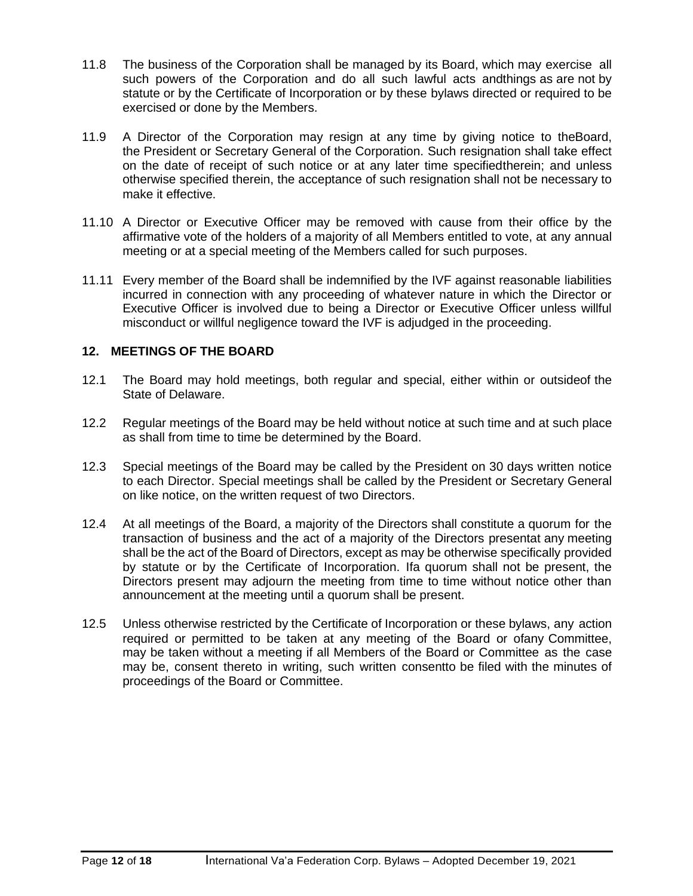11.8 The business of the Corporation shall be managed by its Board, which may exercise all such powers of the Corporation and do all such lawful acts andthings as are not by statute or by the Certificate of Incorporation or by these bylaws directed or required to be exercised or done by the Members.

11.9 A Director of the Corporation may resign at any time by giving notice to theBoard, the President or Secretary General of the Corporation. Such resignation shall take effect on the date of receipt of such notice or at any later time specifiedtherein; and unless otherwise specified therein, the acceptance of such resignation shall not be necessary to make it effective.

11.10 A Director or Executive Officer may be removed with cause from their office by the affirmative vote of the holders of a majority of all Members entitled to vote, at any annual meeting or at a special meeting of the Members called for such purposes.

11.11 Every member of the Board shall be indemnified by the IVF against reasonable liabilities incurred in connection with any proceeding of whatever nature in which the Director or Executive Officer is involved due to being a Director or Executive Officer unless willful misconduct or willful negligence toward the IVF is adjudged in the proceeding.

## 12. MEETINGS OF THE BOARD

12.1 The Board may hold meetings, both regular and special, either within or outsideof the State of Delaware.

12.2 Regular meetings of the Board may be held without notice at such time and at such place as shall from time to time be determined by the Board.

12.3 Special meetings of the Board may be called by the President on 30 days written notice to each Director. Special meetings shall be called by the President or Secretary General on like notice, on the written request of two Directors.

12.4 At all meetings of the Board, a majority of the Directors shall constitute a quorum for the transaction of business and the act of a majority of the Directors presentat any meeting shall be the act of the Board of Directors, except as may be otherwise specifically provided by statute or by the Certificate of Incorporation. Ifa quorum shall not be present, the Directors present may adjourn the meeting from time to time without notice other than announcement at the meeting until a quorum shall be present.

12.5 Unless otherwise restricted by the Certificate of Incorporation or these bylaws, any action required or permitted to be taken at any meeting of the Board or ofany Committee, may be taken without a meeting if all Members of the Board or Committee as the case may be, consent thereto in writing, such written consentto be filed with the minutes of proceedings of the Board or Committee.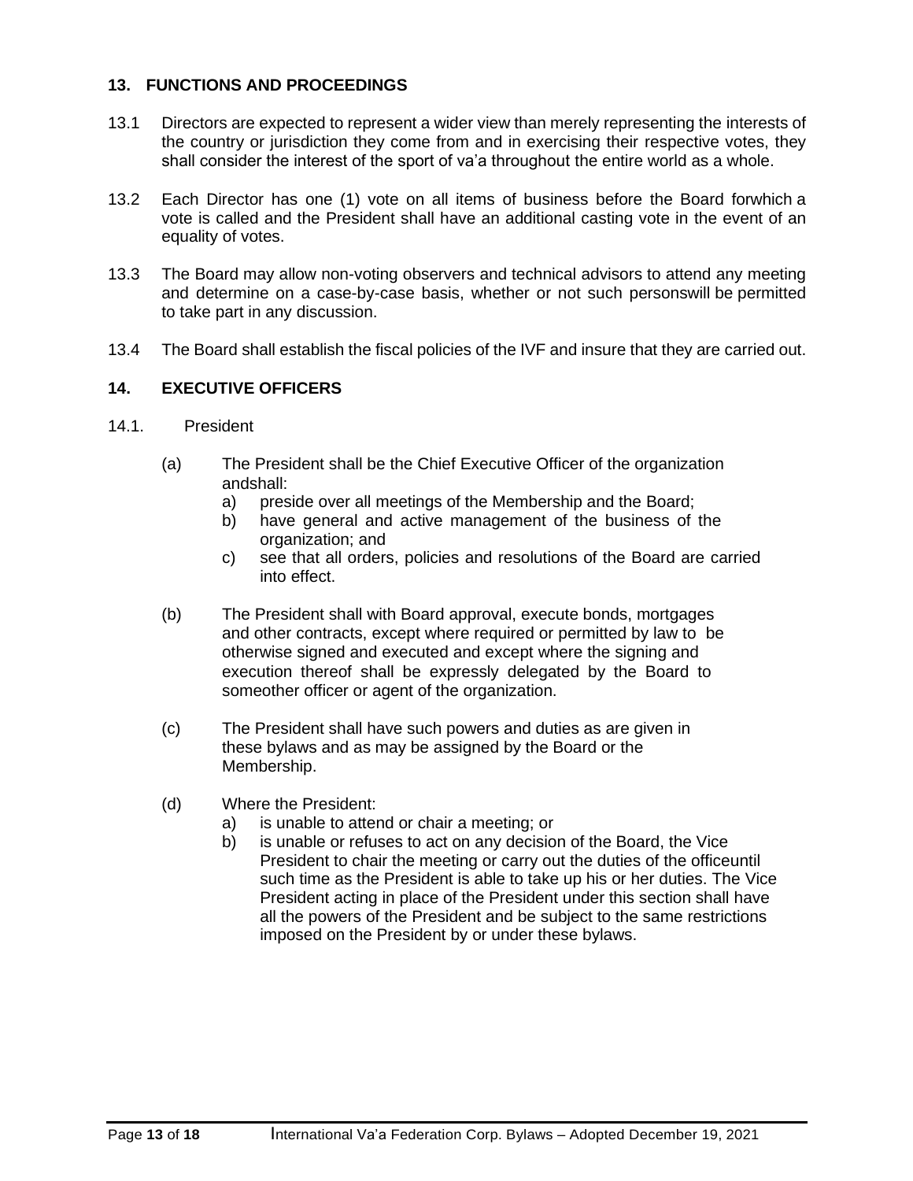## 13. FUNCTIONS AND PROCEEDINGS

13.1 Directors are expected to represent a wider view than merely representing the interests of the country or jurisdiction they come from and in exercising their respective votes, they shall consider the interest of the sport of va'a throughout the entire world as a whole.

13.2 Each Director has one (1) vote on all items of business before the Board forwhich a vote is called and the President shall have an additional casting vote in the event of an equality of votes.

13.3 The Board may allow non-voting observers and technical advisors to attend any meeting and determine on a case-by-case basis, whether or not such personswill be permitted to take part in any discussion.

13.4 The Board shall establish the fiscal policies of the IVF and insure that they are carried out.

## 14. EXECUTIVE OFFICERS

14.1. President

(a) The President shall be the Chief Executive Officer of the organization andshall:
   a) preside over all meetings of the Membership and the Board;
   b) have general and active management of the business of the organization; and
   c) see that all orders, policies and resolutions of the Board are carried into effect.

(b) The President shall with Board approval, execute bonds, mortgages and other contracts, except where required or permitted by law to be otherwise signed and executed and except where the signing and execution thereof shall be expressly delegated by the Board to someother officer or agent of the organization.

(c) The President shall have such powers and duties as are given in these bylaws and as may be assigned by the Board or the Membership.

(d) Where the President:
   a) is unable to attend or chair a meeting; or
   b) is unable or refuses to act on any decision of the Board, the Vice President to chair the meeting or carry out the duties of the officeuntil such time as the President is able to take up his or her duties. The Vice President acting in place of the President under this section shall have all the powers of the President and be subject to the same restrictions imposed on the President by or under these bylaws.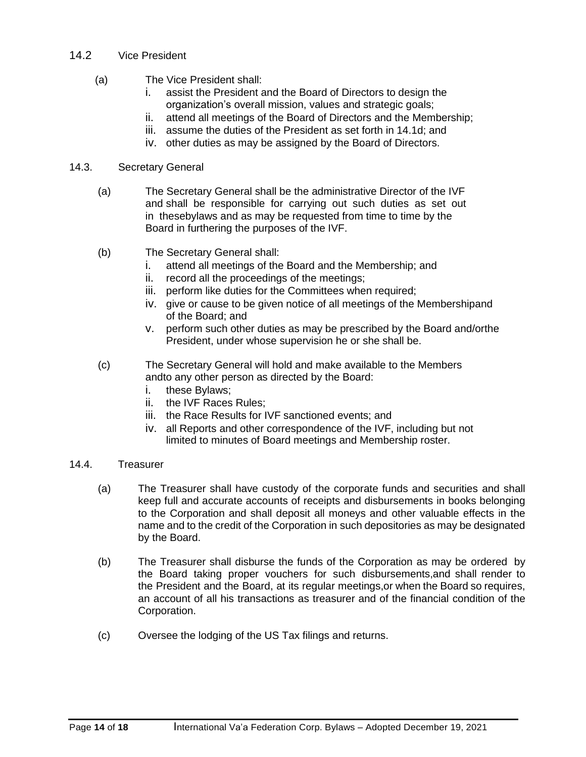## 14.2 Vice President

(a) The Vice President shall:

i. assist the President and the Board of Directors to design the organization's overall mission, values and strategic goals;
ii. attend all meetings of the Board of Directors and the Membership;
iii. assume the duties of the President as set forth in 14.1d; and
iv. other duties as may be assigned by the Board of Directors.

## 14.3. Secretary General

(a) The Secretary General shall be the administrative Director of the IVF and shall be responsible for carrying out such duties as set out in thesebylaws and as may be requested from time to time by the Board in furthering the purposes of the IVF.

(b) The Secretary General shall:

i. attend all meetings of the Board and the Membership; and
ii. record all the proceedings of the meetings;
iii. perform like duties for the Committees when required;
iv. give or cause to be given notice of all meetings of the Membershipand of the Board; and
v. perform such other duties as may be prescribed by the Board and/orthe President, under whose supervision he or she shall be.

(c) The Secretary General will hold and make available to the Members andto any other person as directed by the Board:

i. these Bylaws;
ii. the IVF Races Rules;
iii. the Race Results for IVF sanctioned events; and
iv. all Reports and other correspondence of the IVF, including but not limited to minutes of Board meetings and Membership roster.

## 14.4. Treasurer

(a) The Treasurer shall have custody of the corporate funds and securities and shall keep full and accurate accounts of receipts and disbursements in books belonging to the Corporation and shall deposit all moneys and other valuable effects in the name and to the credit of the Corporation in such depositories as may be designated by the Board.

(b) The Treasurer shall disburse the funds of the Corporation as may be ordered by the Board taking proper vouchers for such disbursements,and shall render to the President and the Board, at its regular meetings,or when the Board so requires, an account of all his transactions as treasurer and of the financial condition of the Corporation.

(c) Oversee the lodging of the US Tax filings and returns.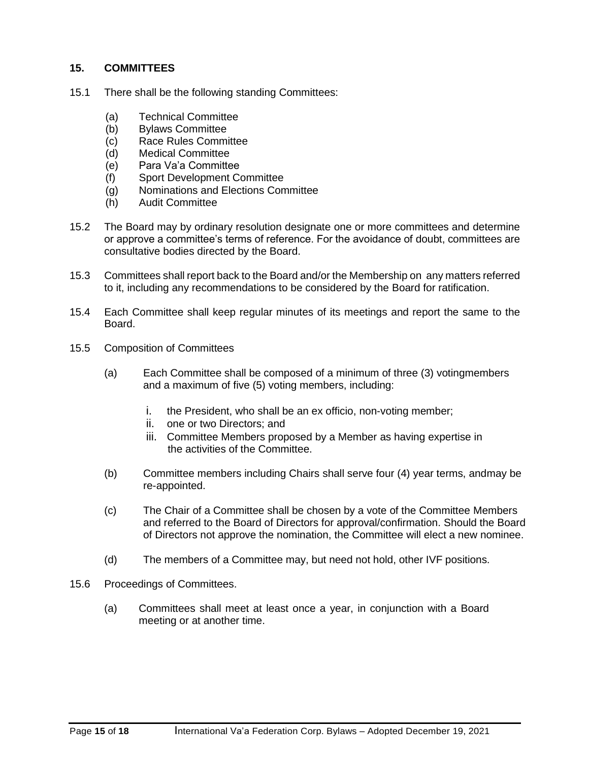## 15. COMMITTEES

15.1 There shall be the following standing Committees:

(a) Technical Committee
(b) Bylaws Committee
(c) Race Rules Committee
(d) Medical Committee
(e) Para Va'a Committee
(f) Sport Development Committee
(g) Nominations and Elections Committee
(h) Audit Committee

15.2 The Board may by ordinary resolution designate one or more committees and determine or approve a committee's terms of reference. For the avoidance of doubt, committees are consultative bodies directed by the Board.

15.3 Committees shall report back to the Board and/or the Membership on any matters referred to it, including any recommendations to be considered by the Board for ratification.

15.4 Each Committee shall keep regular minutes of its meetings and report the same to the Board.

15.5 Composition of Committees

(a) Each Committee shall be composed of a minimum of three (3) votingmembers and a maximum of five (5) voting members, including:

i. the President, who shall be an ex officio, non-voting member;
ii. one or two Directors; and
iii. Committee Members proposed by a Member as having expertise in the activities of the Committee.

(b) Committee members including Chairs shall serve four (4) year terms, andmay be re-appointed.

(c) The Chair of a Committee shall be chosen by a vote of the Committee Members and referred to the Board of Directors for approval/confirmation. Should the Board of Directors not approve the nomination, the Committee will elect a new nominee.

(d) The members of a Committee may, but need not hold, other IVF positions.

15.6 Proceedings of Committees.

(a) Committees shall meet at least once a year, in conjunction with a Board meeting or at another time.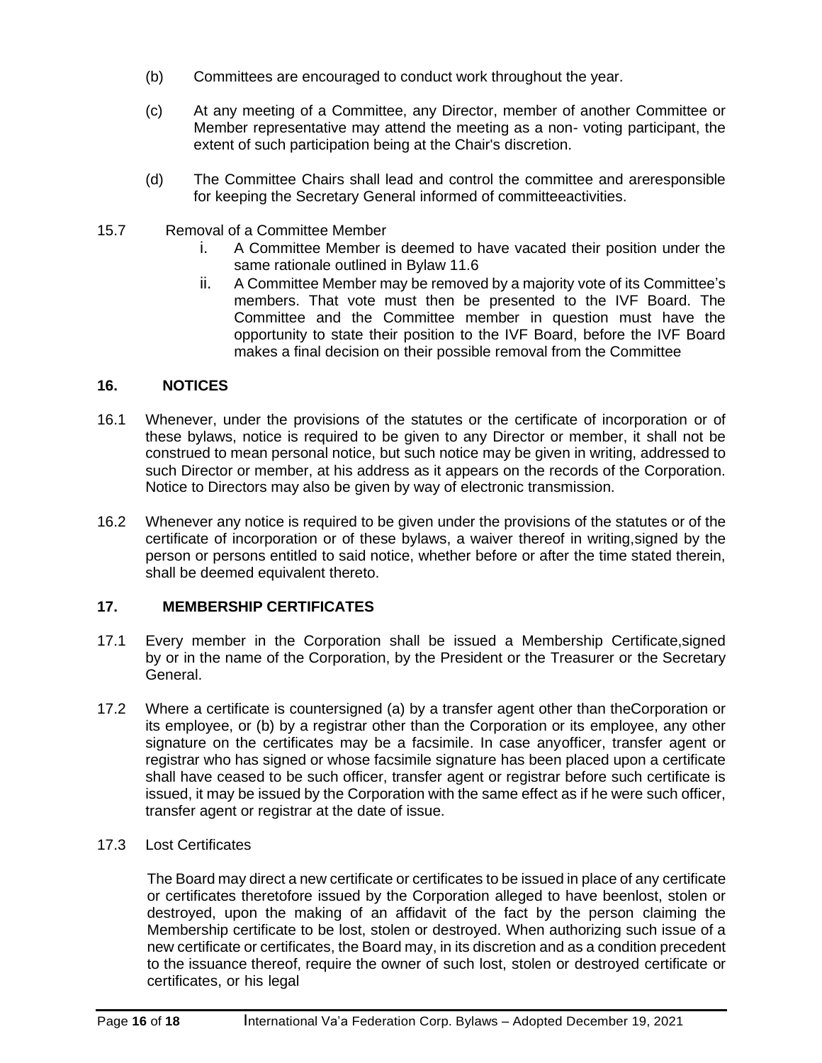(b) Committees are encouraged to conduct work throughout the year.

(c) At any meeting of a Committee, any Director, member of another Committee or Member representative may attend the meeting as a non- voting participant, the extent of such participation being at the Chair's discretion.

(d) The Committee Chairs shall lead and control the committee and areresponsible for keeping the Secretary General informed of committeeactivities.

15.7 Removal of a Committee Member

i. A Committee Member is deemed to have vacated their position under the same rationale outlined in Bylaw 11.6

ii. A Committee Member may be removed by a majority vote of its Committee's members. That vote must then be presented to the IVF Board. The Committee and the Committee member in question must have the opportunity to state their position to the IVF Board, before the IVF Board makes a final decision on their possible removal from the Committee

## 16. NOTICES

16.1 Whenever, under the provisions of the statutes or the certificate of incorporation or of these bylaws, notice is required to be given to any Director or member, it shall not be construed to mean personal notice, but such notice may be given in writing, addressed to such Director or member, at his address as it appears on the records of the Corporation. Notice to Directors may also be given by way of electronic transmission.

16.2 Whenever any notice is required to be given under the provisions of the statutes or of the certificate of incorporation or of these bylaws, a waiver thereof in writing,signed by the person or persons entitled to said notice, whether before or after the time stated therein, shall be deemed equivalent thereto.

## 17. MEMBERSHIP CERTIFICATES

17.1 Every member in the Corporation shall be issued a Membership Certificate,signed by or in the name of the Corporation, by the President or the Treasurer or the Secretary General.

17.2 Where a certificate is countersigned (a) by a transfer agent other than theCorporation or its employee, or (b) by a registrar other than the Corporation or its employee, any other signature on the certificates may be a facsimile. In case anyofficer, transfer agent or registrar who has signed or whose facsimile signature has been placed upon a certificate shall have ceased to be such officer, transfer agent or registrar before such certificate is issued, it may be issued by the Corporation with the same effect as if he were such officer, transfer agent or registrar at the date of issue.

17.3 Lost Certificates

The Board may direct a new certificate or certificates to be issued in place of any certificate or certificates theretofore issued by the Corporation alleged to have beenlost, stolen or destroyed, upon the making of an affidavit of the fact by the person claiming the Membership certificate to be lost, stolen or destroyed. When authorizing such issue of a new certificate or certificates, the Board may, in its discretion and as a condition precedent to the issuance thereof, require the owner of such lost, stolen or destroyed certificate or certificates, or his legal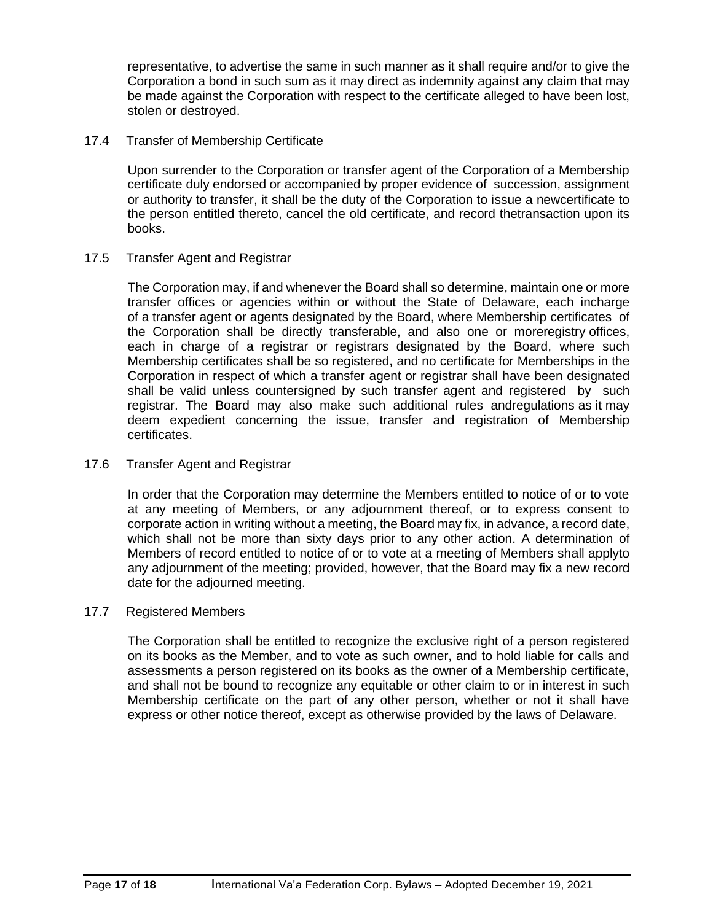representative, to advertise the same in such manner as it shall require and/or to give the Corporation a bond in such sum as it may direct as indemnity against any claim that may be made against the Corporation with respect to the certificate alleged to have been lost, stolen or destroyed.

### 17.4 Transfer of Membership Certificate

Upon surrender to the Corporation or transfer agent of the Corporation of a Membership certificate duly endorsed or accompanied by proper evidence of succession, assignment or authority to transfer, it shall be the duty of the Corporation to issue a newcertificate to the person entitled thereto, cancel the old certificate, and record thetransaction upon its books.

### 17.5 Transfer Agent and Registrar

The Corporation may, if and whenever the Board shall so determine, maintain one or more transfer offices or agencies within or without the State of Delaware, each incharge of a transfer agent or agents designated by the Board, where Membership certificates of the Corporation shall be directly transferable, and also one or moreregistry offices, each in charge of a registrar or registrars designated by the Board, where such Membership certificates shall be so registered, and no certificate for Memberships in the Corporation in respect of which a transfer agent or registrar shall have been designated shall be valid unless countersigned by such transfer agent and registered by such registrar. The Board may also make such additional rules andregulations as it may deem expedient concerning the issue, transfer and registration of Membership certificates.

### 17.6 Transfer Agent and Registrar

In order that the Corporation may determine the Members entitled to notice of or to vote at any meeting of Members, or any adjournment thereof, or to express consent to corporate action in writing without a meeting, the Board may fix, in advance, a record date, which shall not be more than sixty days prior to any other action. A determination of Members of record entitled to notice of or to vote at a meeting of Members shall applyto any adjournment of the meeting; provided, however, that the Board may fix a new record date for the adjourned meeting.

### 17.7 Registered Members

The Corporation shall be entitled to recognize the exclusive right of a person registered on its books as the Member, and to vote as such owner, and to hold liable for calls and assessments a person registered on its books as the owner of a Membership certificate, and shall not be bound to recognize any equitable or other claim to or in interest in such Membership certificate on the part of any other person, whether or not it shall have express or other notice thereof, except as otherwise provided by the laws of Delaware.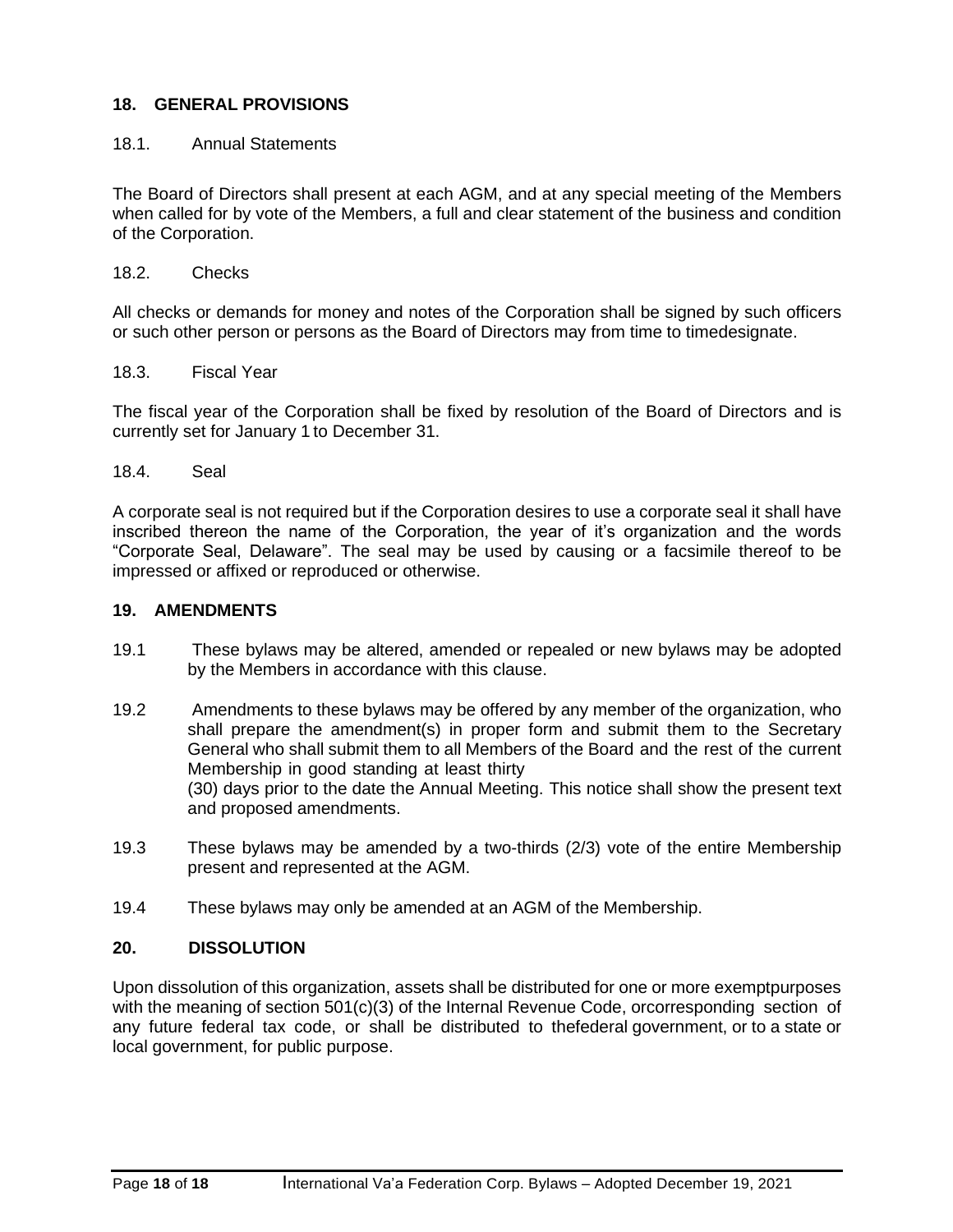## 18. GENERAL PROVISIONS

### 18.1. Annual Statements

The Board of Directors shall present at each AGM, and at any special meeting of the Members when called for by vote of the Members, a full and clear statement of the business and condition of the Corporation.

### 18.2. Checks

All checks or demands for money and notes of the Corporation shall be signed by such officers or such other person or persons as the Board of Directors may from time to timedesignate.

### 18.3. Fiscal Year

The fiscal year of the Corporation shall be fixed by resolution of the Board of Directors and is currently set for January 1 to December 31.

### 18.4. Seal

A corporate seal is not required but if the Corporation desires to use a corporate seal it shall have inscribed thereon the name of the Corporation, the year of it's organization and the words "Corporate Seal, Delaware". The seal may be used by causing or a facsimile thereof to be impressed or affixed or reproduced or otherwise.

## 19. AMENDMENTS

19.1 These bylaws may be altered, amended or repealed or new bylaws may be adopted by the Members in accordance with this clause.

19.2 Amendments to these bylaws may be offered by any member of the organization, who shall prepare the amendment(s) in proper form and submit them to the Secretary General who shall submit them to all Members of the Board and the rest of the current Membership in good standing at least thirty (30) days prior to the date the Annual Meeting. This notice shall show the present text and proposed amendments.

19.3 These bylaws may be amended by a two-thirds (2/3) vote of the entire Membership present and represented at the AGM.

19.4 These bylaws may only be amended at an AGM of the Membership.

## 20. DISSOLUTION

Upon dissolution of this organization, assets shall be distributed for one or more exemptpurposes with the meaning of section 501(c)(3) of the Internal Revenue Code, orcorresponding section of any future federal tax code, or shall be distributed to thefederal government, or to a state or local government, for public purpose.